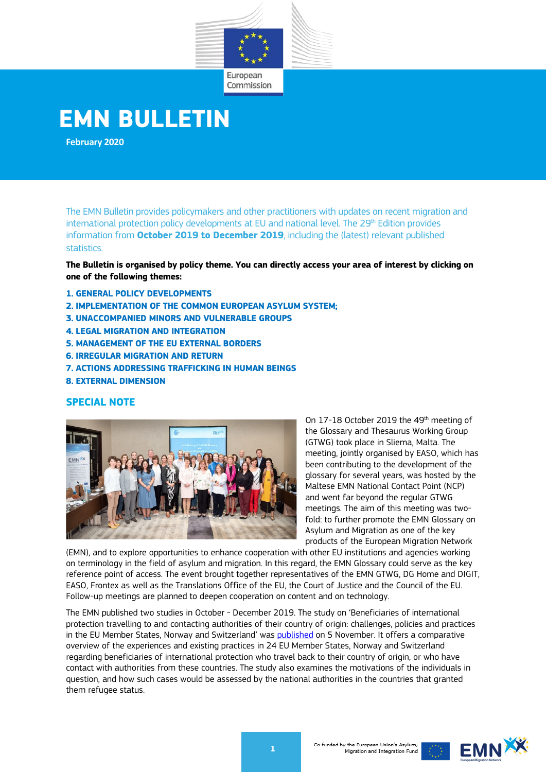# EMN BULLETIN

**February 2020**

The EMN Bulletin provides policymakers and other practitioners with updates on recent migration and international protection policy developments at EU and national level. The 29th Edition provides information from **October 2019 to December 2019**, including the (latest) relevant published statistics.

**The Bulletin is organised by policy theme. You can directly access your area of interest by clicking on one of the following themes:**

**1. GENERAL POLICY DEVELOPMENTS**
**2. IMPLEMENTATION OF THE COMMON EUROPEAN ASYLUM SYSTEM;**
**3. UNACCOMPANIED MINORS AND VULNERABLE GROUPS**
**4. LEGAL MIGRATION AND INTEGRATION**
**5. MANAGEMENT OF THE EU EXTERNAL BORDERS**
**6. IRREGULAR MIGRATION AND RETURN**
**7. ACTIONS ADDRESSING TRAFFICKING IN HUMAN BEINGS**
**8. EXTERNAL DIMENSION**

## SPECIAL NOTE

On 17-18 October 2019 the 49th meeting of the Glossary and Thesaurus Working Group (GTWG) took place in Sliema, Malta. The meeting, jointly organised by EASO, which has been contributing to the development of the glossary for several years, was hosted by the Maltese EMN National Contact Point (NCP) and went far beyond the regular GTWG meetings. The aim of this meeting was two-fold: to further promote the EMN Glossary on Asylum and Migration as one of the key products of the European Migration Network (EMN), and to explore opportunities to enhance cooperation with other EU institutions and agencies working on terminology in the field of asylum and migration. In this regard, the EMN Glossary could serve as the key reference point of access. The event brought together representatives of the EMN GTWG, DG Home and DIGIT, EASO, Frontex as well as the Translations Office of the EU, the Court of Justice and the Council of the EU. Follow-up meetings are planned to deepen cooperation on content and on technology.

The EMN published two studies in October - December 2019. The study on 'Beneficiaries of international protection travelling to and contacting authorities of their country of origin: challenges, policies and practices in the EU Member States, Norway and Switzerland' was published on 5 November. It offers a comparative overview of the experiences and existing practices in 24 EU Member States, Norway and Switzerland regarding beneficiaries of international protection who travel back to their country of origin, or who have contact with authorities from these countries. The study also examines the motivations of the individuals in question, and how such cases would be assessed by the national authorities in the countries that granted them refugee status.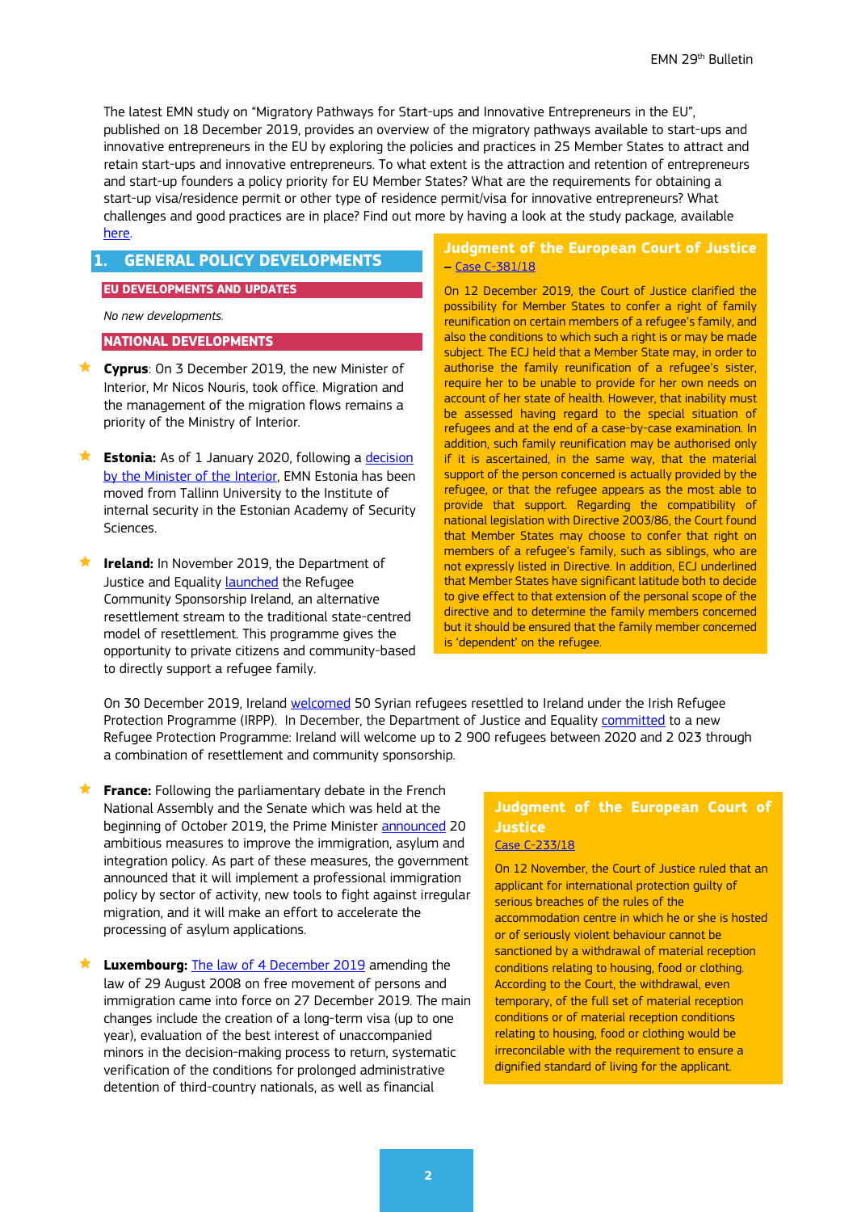The latest EMN study on "Migratory Pathways for Start-ups and Innovative Entrepreneurs in the EU", published on 18 December 2019, provides an overview of the migratory pathways available to start-ups and innovative entrepreneurs in the EU by exploring the policies and practices in 25 Member States to attract and retain start-ups and innovative entrepreneurs. To what extent is the attraction and retention of entrepreneurs and start-up founders a policy priority for EU Member States? What are the requirements for obtaining a start-up visa/residence permit or other type of residence permit/visa for innovative entrepreneurs? What challenges and good practices are in place? Find out more by having a look at the study package, available here.

## 1. GENERAL POLICY DEVELOPMENTS

### EU DEVELOPMENTS AND UPDATES

*No new developments.*

### NATIONAL DEVELOPMENTS

- **Cyprus**: On 3 December 2019, the new Minister of Interior, Mr Nicos Nouris, took office. Migration and the management of the migration flows remains a priority of the Ministry of Interior.

- **Estonia:** As of 1 January 2020, following a decision by the Minister of the Interior, EMN Estonia has been moved from Tallinn University to the Institute of internal security in the Estonian Academy of Security Sciences.

- **Ireland:** In November 2019, the Department of Justice and Equality launched the Refugee Community Sponsorship Ireland, an alternative resettlement stream to the traditional state-centred model of resettlement. This programme gives the opportunity to private citizens and community-based to directly support a refugee family.

  On 30 December 2019, Ireland welcomed 50 Syrian refugees resettled to Ireland under the Irish Refugee Protection Programme (IRPP). In December, the Department of Justice and Equality committed to a new Refugee Protection Programme: Ireland will welcome up to 2 900 refugees between 2020 and 2 023 through a combination of resettlement and community sponsorship.

- **France:** Following the parliamentary debate in the French National Assembly and the Senate which was held at the beginning of October 2019, the Prime Minister announced 20 ambitious measures to improve the immigration, asylum and integration policy. As part of these measures, the government announced that it will implement a professional immigration policy by sector of activity, new tools to fight against irregular migration, and it will make an effort to accelerate the processing of asylum applications.

- **Luxembourg:** The law of 4 December 2019 amending the law of 29 August 2008 on free movement of persons and immigration came into force on 27 December 2019. The main changes include the creation of a long-term visa (up to one year), evaluation of the best interest of unaccompanied minors in the decision-making process to return, systematic verification of the conditions for prolonged administrative detention of third-country nationals, as well as financial

### Judgment of the European Court of Justice – Case C-381/18

On 12 December 2019, the Court of Justice clarified the possibility for Member States to confer a right of family reunification on certain members of a refugee's family, and also the conditions to which such a right is or may be made subject. The ECJ held that a Member State may, in order to authorise the family reunification of a refugee's sister, require her to be unable to provide for her own needs on account of her state of health. However, that inability must be assessed having regard to the special situation of refugees and at the end of a case-by-case examination. In addition, such family reunification may be authorised only if it is ascertained, in the same way, that the material support of the person concerned is actually provided by the refugee, or that the refugee appears as the most able to provide that support. Regarding the compatibility of national legislation with Directive 2003/86, the Court found that Member States may choose to confer that right on members of a refugee's family, such as siblings, who are not expressly listed in Directive. In addition, ECJ underlined that Member States have significant latitude both to decide to give effect to that extension of the personal scope of the directive and to determine the family members concerned but it should be ensured that the family member concerned is 'dependent' on the refugee.

### Judgment of the European Court of Justice Case C-233/18

On 12 November, the Court of Justice ruled that an applicant for international protection guilty of serious breaches of the rules of the accommodation centre in which he or she is hosted or of seriously violent behaviour cannot be sanctioned by a withdrawal of material reception conditions relating to housing, food or clothing. According to the Court, the withdrawal, even temporary, of the full set of material reception conditions or of material reception conditions relating to housing, food or clothing would be irreconcilable with the requirement to ensure a dignified standard of living for the applicant.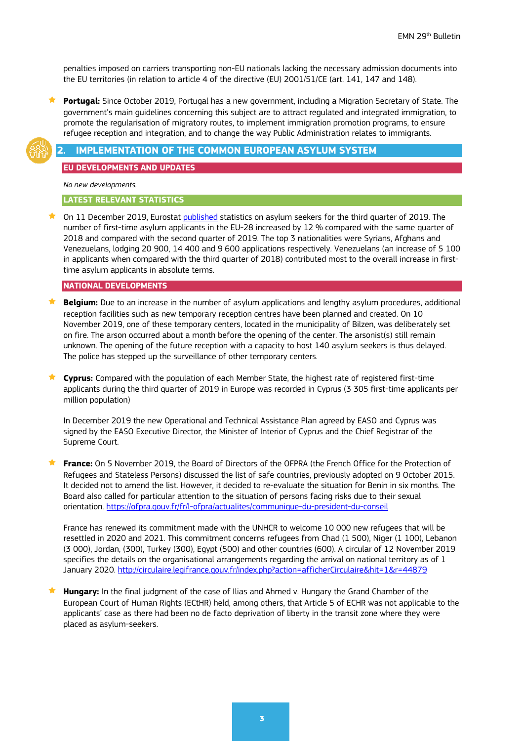penalties imposed on carriers transporting non-EU nationals lacking the necessary admission documents into the EU territories (in relation to article 4 of the directive (EU) 2001/51/CE (art. 141, 147 and 148).

- **Portugal:** Since October 2019, Portugal has a new government, including a Migration Secretary of State. The government's main guidelines concerning this subject are to attract regulated and integrated immigration, to promote the regularisation of migratory routes, to implement immigration promotion programs, to ensure refugee reception and integration, and to change the way Public Administration relates to immigrants.

## 2. IMPLEMENTATION OF THE COMMON EUROPEAN ASYLUM SYSTEM

### EU DEVELOPMENTS AND UPDATES

*No new developments.*

### LATEST RELEVANT STATISTICS

- On 11 December 2019, Eurostat published statistics on asylum seekers for the third quarter of 2019. The number of first-time asylum applicants in the EU-28 increased by 12 % compared with the same quarter of 2018 and compared with the second quarter of 2019. The top 3 nationalities were Syrians, Afghans and Venezuelans, lodging 20 900, 14 400 and 9 600 applications respectively. Venezuelans (an increase of 5 100 in applicants when compared with the third quarter of 2018) contributed most to the overall increase in first-time asylum applicants in absolute terms.

### NATIONAL DEVELOPMENTS

- **Belgium:** Due to an increase in the number of asylum applications and lengthy asylum procedures, additional reception facilities such as new temporary reception centres have been planned and created. On 10 November 2019, one of these temporary centers, located in the municipality of Bilzen, was deliberately set on fire. The arson occurred about a month before the opening of the center. The arsonist(s) still remain unknown. The opening of the future reception with a capacity to host 140 asylum seekers is thus delayed. The police has stepped up the surveillance of other temporary centers.

- **Cyprus:** Compared with the population of each Member State, the highest rate of registered first-time applicants during the third quarter of 2019 in Europe was recorded in Cyprus (3 305 first-time applicants per million population)

  In December 2019 the new Operational and Technical Assistance Plan agreed by EASO and Cyprus was signed by the EASO Executive Director, the Minister of Interior of Cyprus and the Chief Registrar of the Supreme Court.

- **France:** On 5 November 2019, the Board of Directors of the OFPRA (the French Office for the Protection of Refugees and Stateless Persons) discussed the list of safe countries, previously adopted on 9 October 2015. It decided not to amend the list. However, it decided to re-evaluate the situation for Benin in six months. The Board also called for particular attention to the situation of persons facing risks due to their sexual orientation. https://ofpra.gouv.fr/fr/l-ofpra/actualites/communique-du-president-du-conseil

  France has renewed its commitment made with the UNHCR to welcome 10 000 new refugees that will be resettled in 2020 and 2021. This commitment concerns refugees from Chad (1 500), Niger (1 100), Lebanon (3 000), Jordan, (300), Turkey (300), Egypt (500) and other countries (600). A circular of 12 November 2019 specifies the details on the organisational arrangements regarding the arrival on national territory as of 1 January 2020. http://circulaire.legifrance.gouv.fr/index.php?action=afficherCirculaire&hit=1&r=44879

- **Hungary:** In the final judgment of the case of Ilias and Ahmed v. Hungary the Grand Chamber of the European Court of Human Rights (ECtHR) held, among others, that Article 5 of ECHR was not applicable to the applicants' case as there had been no de facto deprivation of liberty in the transit zone where they were placed as asylum-seekers.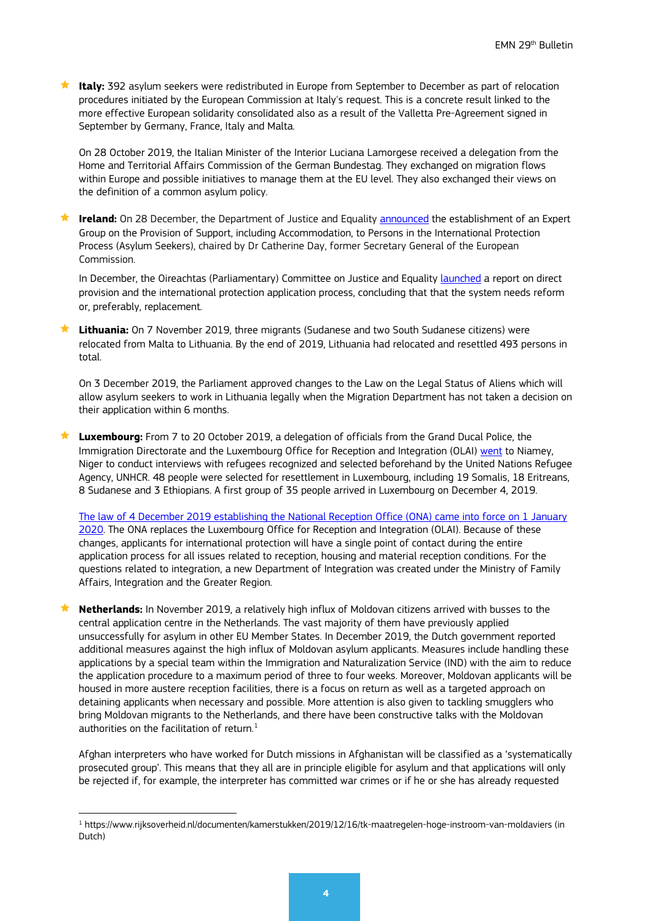- **Italy:** 392 asylum seekers were redistributed in Europe from September to December as part of relocation procedures initiated by the European Commission at Italy's request. This is a concrete result linked to the more effective European solidarity consolidated also as a result of the Valletta Pre-Agreement signed in September by Germany, France, Italy and Malta.

  On 28 October 2019, the Italian Minister of the Interior Luciana Lamorgese received a delegation from the Home and Territorial Affairs Commission of the German Bundestag. They exchanged on migration flows within Europe and possible initiatives to manage them at the EU level. They also exchanged their views on the definition of a common asylum policy.

- **Ireland:** On 28 December, the Department of Justice and Equality announced the establishment of an Expert Group on the Provision of Support, including Accommodation, to Persons in the International Protection Process (Asylum Seekers), chaired by Dr Catherine Day, former Secretary General of the European Commission.

  In December, the Oireachtas (Parliamentary) Committee on Justice and Equality launched a report on direct provision and the international protection application process, concluding that that the system needs reform or, preferably, replacement.

- **Lithuania:** On 7 November 2019, three migrants (Sudanese and two South Sudanese citizens) were relocated from Malta to Lithuania. By the end of 2019, Lithuania had relocated and resettled 493 persons in total.

  On 3 December 2019, the Parliament approved changes to the Law on the Legal Status of Aliens which will allow asylum seekers to work in Lithuania legally when the Migration Department has not taken a decision on their application within 6 months.

- **Luxembourg:** From 7 to 20 October 2019, a delegation of officials from the Grand Ducal Police, the Immigration Directorate and the Luxembourg Office for Reception and Integration (OLAI) went to Niamey, Niger to conduct interviews with refugees recognized and selected beforehand by the United Nations Refugee Agency, UNHCR. 48 people were selected for resettlement in Luxembourg, including 19 Somalis, 18 Eritreans, 8 Sudanese and 3 Ethiopians. A first group of 35 people arrived in Luxembourg on December 4, 2019.

  The law of 4 December 2019 establishing the National Reception Office (ONA) came into force on 1 January 2020. The ONA replaces the Luxembourg Office for Reception and Integration (OLAI). Because of these changes, applicants for international protection will have a single point of contact during the entire application process for all issues related to reception, housing and material reception conditions. For the questions related to integration, a new Department of Integration was created under the Ministry of Family Affairs, Integration and the Greater Region.

- **Netherlands:** In November 2019, a relatively high influx of Moldovan citizens arrived with busses to the central application centre in the Netherlands. The vast majority of them have previously applied unsuccessfully for asylum in other EU Member States. In December 2019, the Dutch government reported additional measures against the high influx of Moldovan asylum applicants. Measures include handling these applications by a special team within the Immigration and Naturalization Service (IND) with the aim to reduce the application procedure to a maximum period of three to four weeks. Moreover, Moldovan applicants will be housed in more austere reception facilities, there is a focus on return as well as a targeted approach on detaining applicants when necessary and possible. More attention is also given to tackling smugglers who bring Moldovan migrants to the Netherlands, and there have been constructive talks with the Moldovan authorities on the facilitation of return.[1]

  Afghan interpreters who have worked for Dutch missions in Afghanistan will be classified as a 'systematically prosecuted group'. This means that they all are in principle eligible for asylum and that applications will only be rejected if, for example, the interpreter has committed war crimes or if he or she has already requested

---

[1] https://www.rijksoverheid.nl/documenten/kamerstukken/2019/12/16/tk-maatregelen-hoge-instroom-van-moldaviers (in Dutch)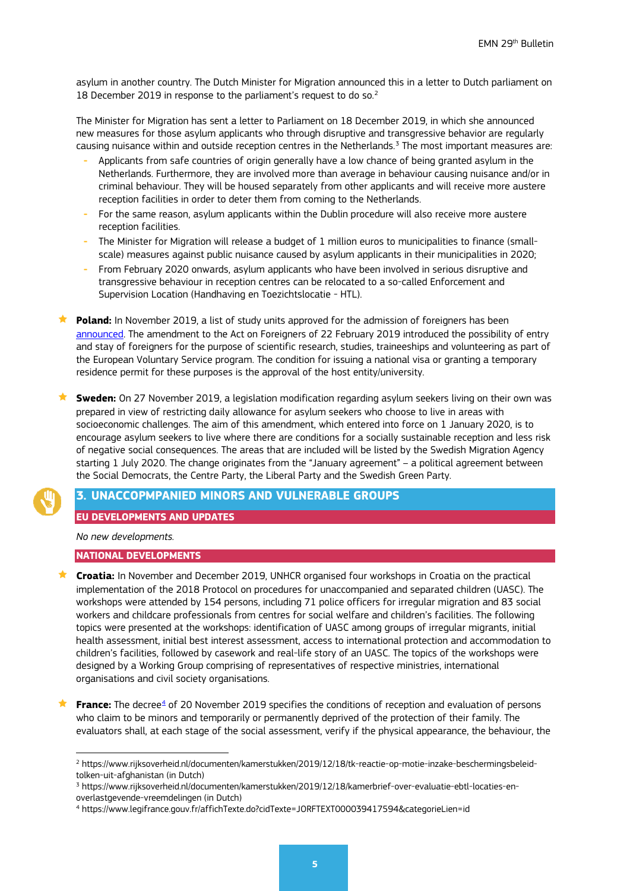asylum in another country. The Dutch Minister for Migration announced this in a letter to Dutch parliament on 18 December 2019 in response to the parliament's request to do so.[2]

The Minister for Migration has sent a letter to Parliament on 18 December 2019, in which she announced new measures for those asylum applicants who through disruptive and transgressive behavior are regularly causing nuisance within and outside reception centres in the Netherlands.[3] The most important measures are:

- Applicants from safe countries of origin generally have a low chance of being granted asylum in the Netherlands. Furthermore, they are involved more than average in behaviour causing nuisance and/or in criminal behaviour. They will be housed separately from other applicants and will receive more austere reception facilities in order to deter them from coming to the Netherlands.
- For the same reason, asylum applicants within the Dublin procedure will also receive more austere reception facilities.
- The Minister for Migration will release a budget of 1 million euros to municipalities to finance (small-scale) measures against public nuisance caused by asylum applicants in their municipalities in 2020;
- From February 2020 onwards, asylum applicants who have been involved in serious disruptive and transgressive behaviour in reception centres can be relocated to a so-called Enforcement and Supervision Location (Handhaving en Toezichtslocatie - HTL).

- **Poland:** In November 2019, a list of study units approved for the admission of foreigners has been announced. The amendment to the Act on Foreigners of 22 February 2019 introduced the possibility of entry and stay of foreigners for the purpose of scientific research, studies, traineeships and volunteering as part of the European Voluntary Service program. The condition for issuing a national visa or granting a temporary residence permit for these purposes is the approval of the host entity/university.

- **Sweden:** On 27 November 2019, a legislation modification regarding asylum seekers living on their own was prepared in view of restricting daily allowance for asylum seekers who choose to live in areas with socioeconomic challenges. The aim of this amendment, which entered into force on 1 January 2020, is to encourage asylum seekers to live where there are conditions for a socially sustainable reception and less risk of negative social consequences. The areas that are included will be listed by the Swedish Migration Agency starting 1 July 2020. The change originates from the "January agreement" – a political agreement between the Social Democrats, the Centre Party, the Liberal Party and the Swedish Green Party.

## 3. UNACCOPMPANIED MINORS AND VULNERABLE GROUPS

### EU DEVELOPMENTS AND UPDATES

*No new developments.*

### NATIONAL DEVELOPMENTS

- **Croatia:** In November and December 2019, UNHCR organised four workshops in Croatia on the practical implementation of the 2018 Protocol on procedures for unaccompanied and separated children (UASC). The workshops were attended by 154 persons, including 71 police officers for irregular migration and 83 social workers and childcare professionals from centres for social welfare and children's facilities. The following topics were presented at the workshops: identification of UASC among groups of irregular migrants, initial health assessment, initial best interest assessment, access to international protection and accommodation to children's facilities, followed by casework and real-life story of an UASC. The topics of the workshops were designed by a Working Group comprising of representatives of respective ministries, international organisations and civil society organisations.

- **France:** The decree[4] of 20 November 2019 specifies the conditions of reception and evaluation of persons who claim to be minors and temporarily or permanently deprived of the protection of their family. The evaluators shall, at each stage of the social assessment, verify if the physical appearance, the behaviour, the

---

[2] https://www.rijksoverheid.nl/documenten/kamerstukken/2019/12/18/tk-reactie-op-motie-inzake-beschermingsbeleid-tolken-uit-afghanistan (in Dutch)

[3] https://www.rijksoverheid.nl/documenten/kamerstukken/2019/12/18/kamerbrief-over-evaluatie-ebtl-locaties-en-overlastgevende-vreemdelingen (in Dutch)

[4] https://www.legifrance.gouv.fr/affichTexte.do?cidTexte=JORFTEXT000039417594&categorieLien=id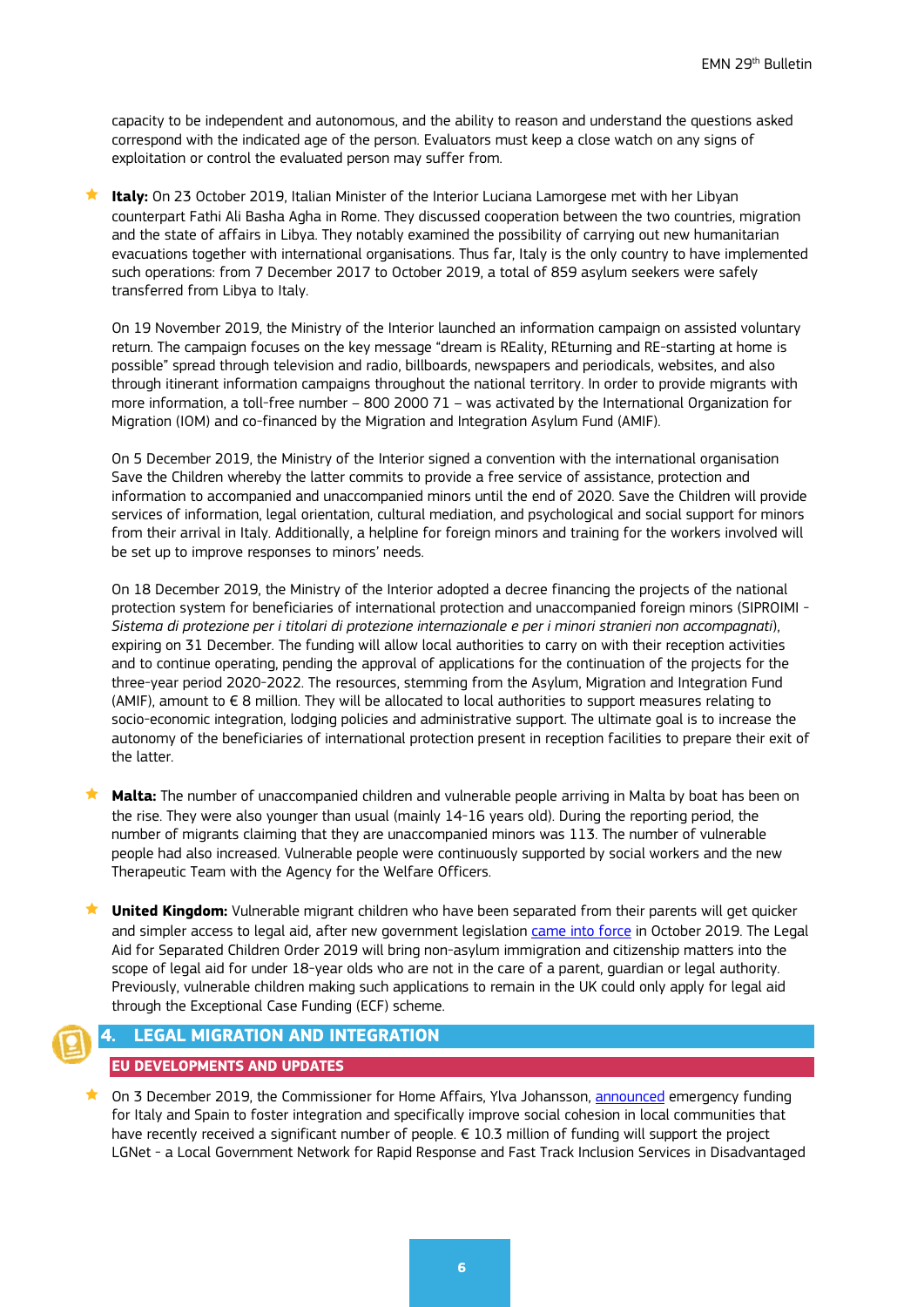capacity to be independent and autonomous, and the ability to reason and understand the questions asked correspond with the indicated age of the person. Evaluators must keep a close watch on any signs of exploitation or control the evaluated person may suffer from.

- **Italy:** On 23 October 2019, Italian Minister of the Interior Luciana Lamorgese met with her Libyan counterpart Fathi Ali Basha Agha in Rome. They discussed cooperation between the two countries, migration and the state of affairs in Libya. They notably examined the possibility of carrying out new humanitarian evacuations together with international organisations. Thus far, Italy is the only country to have implemented such operations: from 7 December 2017 to October 2019, a total of 859 asylum seekers were safely transferred from Libya to Italy.

  On 19 November 2019, the Ministry of the Interior launched an information campaign on assisted voluntary return. The campaign focuses on the key message "dream is REality, REturning and RE-starting at home is possible" spread through television and radio, billboards, newspapers and periodicals, websites, and also through itinerant information campaigns throughout the national territory. In order to provide migrants with more information, a toll-free number – 800 2000 71 – was activated by the International Organization for Migration (IOM) and co-financed by the Migration and Integration Asylum Fund (AMIF).

  On 5 December 2019, the Ministry of the Interior signed a convention with the international organisation Save the Children whereby the latter commits to provide a free service of assistance, protection and information to accompanied and unaccompanied minors until the end of 2020. Save the Children will provide services of information, legal orientation, cultural mediation, and psychological and social support for minors from their arrival in Italy. Additionally, a helpline for foreign minors and training for the workers involved will be set up to improve responses to minors' needs.

  On 18 December 2019, the Ministry of the Interior adopted a decree financing the projects of the national protection system for beneficiaries of international protection and unaccompanied foreign minors (SIPROIMI - *Sistema di protezione per i titolari di protezione internazionale e per i minori stranieri non accompagnati*), expiring on 31 December. The funding will allow local authorities to carry on with their reception activities and to continue operating, pending the approval of applications for the continuation of the projects for the three-year period 2020-2022. The resources, stemming from the Asylum, Migration and Integration Fund (AMIF), amount to € 8 million. They will be allocated to local authorities to support measures relating to socio-economic integration, lodging policies and administrative support. The ultimate goal is to increase the autonomy of the beneficiaries of international protection present in reception facilities to prepare their exit of the latter.

- **Malta:** The number of unaccompanied children and vulnerable people arriving in Malta by boat has been on the rise. They were also younger than usual (mainly 14-16 years old). During the reporting period, the number of migrants claiming that they are unaccompanied minors was 113. The number of vulnerable people had also increased. Vulnerable people were continuously supported by social workers and the new Therapeutic Team with the Agency for the Welfare Officers.

- **United Kingdom:** Vulnerable migrant children who have been separated from their parents will get quicker and simpler access to legal aid, after new government legislation came into force in October 2019. The Legal Aid for Separated Children Order 2019 will bring non-asylum immigration and citizenship matters into the scope of legal aid for under 18-year olds who are not in the care of a parent, guardian or legal authority. Previously, vulnerable children making such applications to remain in the UK could only apply for legal aid through the Exceptional Case Funding (ECF) scheme.

## 4. LEGAL MIGRATION AND INTEGRATION

### EU DEVELOPMENTS AND UPDATES

- On 3 December 2019, the Commissioner for Home Affairs, Ylva Johansson, announced emergency funding for Italy and Spain to foster integration and specifically improve social cohesion in local communities that have recently received a significant number of people. € 10.3 million of funding will support the project LGNet - a Local Government Network for Rapid Response and Fast Track Inclusion Services in Disadvantaged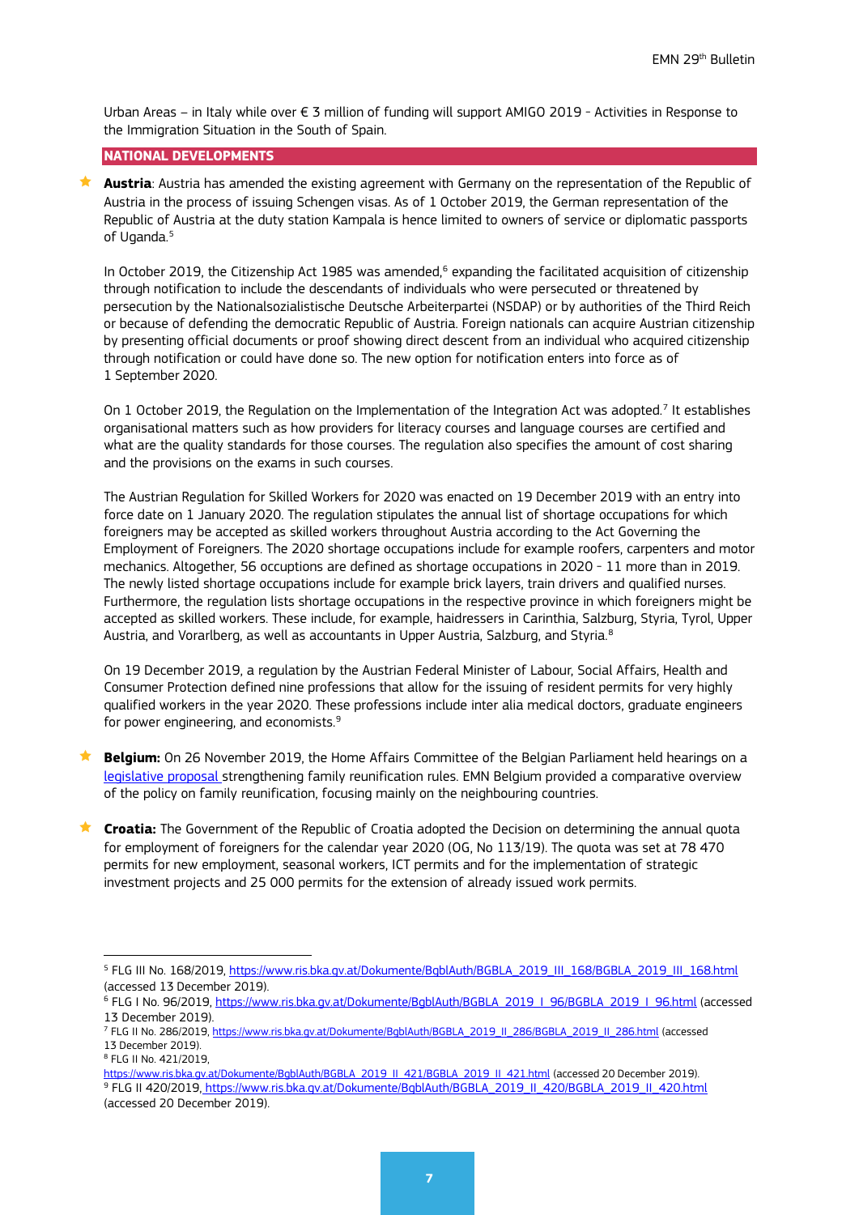Urban Areas – in Italy while over € 3 million of funding will support AMIGO 2019 - Activities in Response to the Immigration Situation in the South of Spain.

## NATIONAL DEVELOPMENTS

- **Austria**: Austria has amended the existing agreement with Germany on the representation of the Republic of Austria in the process of issuing Schengen visas. As of 1 October 2019, the German representation of the Republic of Austria at the duty station Kampala is hence limited to owners of service or diplomatic passports of Uganda.[5]

  In October 2019, the Citizenship Act 1985 was amended,[6] expanding the facilitated acquisition of citizenship through notification to include the descendants of individuals who were persecuted or threatened by persecution by the Nationalsozialistische Deutsche Arbeiterpartei (NSDAP) or by authorities of the Third Reich or because of defending the democratic Republic of Austria. Foreign nationals can acquire Austrian citizenship by presenting official documents or proof showing direct descent from an individual who acquired citizenship through notification or could have done so. The new option for notification enters into force as of 1 September 2020.

  On 1 October 2019, the Regulation on the Implementation of the Integration Act was adopted.[7] It establishes organisational matters such as how providers for literacy courses and language courses are certified and what are the quality standards for those courses. The regulation also specifies the amount of cost sharing and the provisions on the exams in such courses.

  The Austrian Regulation for Skilled Workers for 2020 was enacted on 19 December 2019 with an entry into force date on 1 January 2020. The regulation stipulates the annual list of shortage occupations for which foreigners may be accepted as skilled workers throughout Austria according to the Act Governing the Employment of Foreigners. The 2020 shortage occupations include for example roofers, carpenters and motor mechanics. Altogether, 56 occuptions are defined as shortage occupations in 2020 - 11 more than in 2019. The newly listed shortage occupations include for example brick layers, train drivers and qualified nurses. Furthermore, the regulation lists shortage occupations in the respective province in which foreigners might be accepted as skilled workers. These include, for example, haidressers in Carinthia, Salzburg, Styria, Tyrol, Upper Austria, and Vorarlberg, as well as accountants in Upper Austria, Salzburg, and Styria.[8]

  On 19 December 2019, a regulation by the Austrian Federal Minister of Labour, Social Affairs, Health and Consumer Protection defined nine professions that allow for the issuing of resident permits for very highly qualified workers in the year 2020. These professions include inter alia medical doctors, graduate engineers for power engineering, and economists.[9]

- **Belgium:** On 26 November 2019, the Home Affairs Committee of the Belgian Parliament held hearings on a legislative proposal strengthening family reunification rules. EMN Belgium provided a comparative overview of the policy on family reunification, focusing mainly on the neighbouring countries.

- **Croatia:** The Government of the Republic of Croatia adopted the Decision on determining the annual quota for employment of foreigners for the calendar year 2020 (OG, No 113/19). The quota was set at 78 470 permits for new employment, seasonal workers, ICT permits and for the implementation of strategic investment projects and 25 000 permits for the extension of already issued work permits.

---

[5] FLG III No. 168/2019, https://www.ris.bka.gv.at/Dokumente/BgblAuth/BGBLA_2019_III_168/BGBLA_2019_III_168.html (accessed 13 December 2019).

[6] FLG I No. 96/2019, https://www.ris.bka.gv.at/Dokumente/BgblAuth/BGBLA_2019_I_96/BGBLA_2019_I_96.html (accessed 13 December 2019).

[7] FLG II No. 286/2019, https://www.ris.bka.gv.at/Dokumente/BgblAuth/BGBLA_2019_II_286/BGBLA_2019_II_286.html (accessed 13 December 2019).

[8] FLG II No. 421/2019, https://www.ris.bka.gv.at/Dokumente/BgblAuth/BGBLA_2019_II_421/BGBLA_2019_II_421.html (accessed 20 December 2019).

[9] FLG II 420/2019, https://www.ris.bka.gv.at/Dokumente/BgblAuth/BGBLA_2019_II_420/BGBLA_2019_II_420.html (accessed 20 December 2019).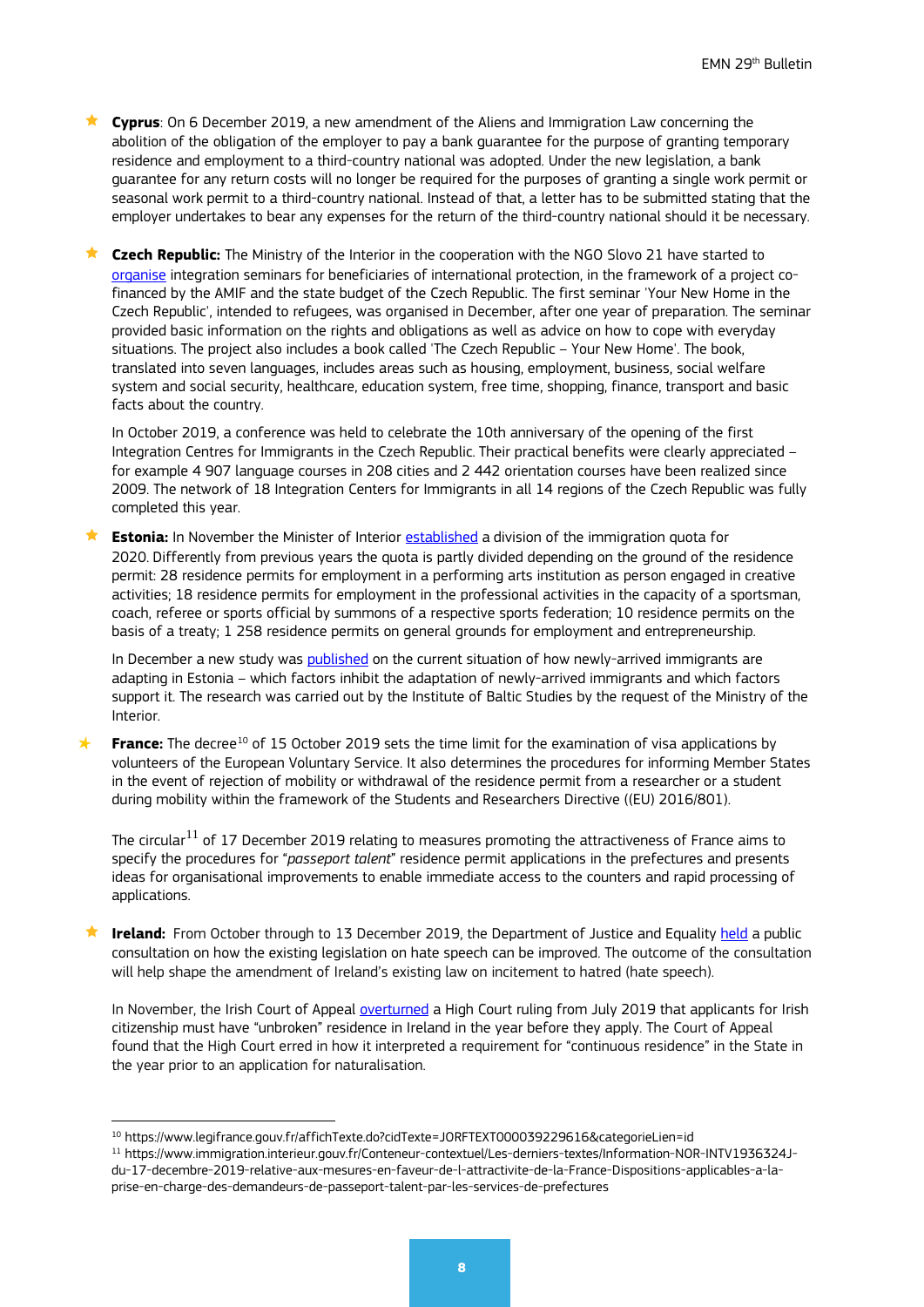- **Cyprus**: On 6 December 2019, a new amendment of the Aliens and Immigration Law concerning the abolition of the obligation of the employer to pay a bank guarantee for the purpose of granting temporary residence and employment to a third-country national was adopted. Under the new legislation, a bank guarantee for any return costs will no longer be required for the purposes of granting a single work permit or seasonal work permit to a third-country national. Instead of that, a letter has to be submitted stating that the employer undertakes to bear any expenses for the return of the third-country national should it be necessary.

- **Czech Republic:** The Ministry of the Interior in the cooperation with the NGO Slovo 21 have started to organise integration seminars for beneficiaries of international protection, in the framework of a project co-financed by the AMIF and the state budget of the Czech Republic. The first seminar 'Your New Home in the Czech Republic', intended to refugees, was organised in December, after one year of preparation. The seminar provided basic information on the rights and obligations as well as advice on how to cope with everyday situations. The project also includes a book called 'The Czech Republic – Your New Home'. The book, translated into seven languages, includes areas such as housing, employment, business, social welfare system and social security, healthcare, education system, free time, shopping, finance, transport and basic facts about the country.

  In October 2019, a conference was held to celebrate the 10th anniversary of the opening of the first Integration Centres for Immigrants in the Czech Republic. Their practical benefits were clearly appreciated – for example 4 907 language courses in 208 cities and 2 442 orientation courses have been realized since 2009. The network of 18 Integration Centers for Immigrants in all 14 regions of the Czech Republic was fully completed this year.

- **Estonia:** In November the Minister of Interior established a division of the immigration quota for 2020. Differently from previous years the quota is partly divided depending on the ground of the residence permit: 28 residence permits for employment in a performing arts institution as person engaged in creative activities; 18 residence permits for employment in the professional activities in the capacity of a sportsman, coach, referee or sports official by summons of a respective sports federation; 10 residence permits on the basis of a treaty; 1 258 residence permits on general grounds for employment and entrepreneurship.

  In December a new study was published on the current situation of how newly-arrived immigrants are adapting in Estonia – which factors inhibit the adaptation of newly-arrived immigrants and which factors support it. The research was carried out by the Institute of Baltic Studies by the request of the Ministry of the Interior.

- **France:** The decree[10] of 15 October 2019 sets the time limit for the examination of visa applications by volunteers of the European Voluntary Service. It also determines the procedures for informing Member States in the event of rejection of mobility or withdrawal of the residence permit from a researcher or a student during mobility within the framework of the Students and Researchers Directive ((EU) 2016/801).

  The circular[11] of 17 December 2019 relating to measures promoting the attractiveness of France aims to specify the procedures for "*passeport talent*" residence permit applications in the prefectures and presents ideas for organisational improvements to enable immediate access to the counters and rapid processing of applications.

- **Ireland:** From October through to 13 December 2019, the Department of Justice and Equality held a public consultation on how the existing legislation on hate speech can be improved. The outcome of the consultation will help shape the amendment of Ireland's existing law on incitement to hatred (hate speech).

  In November, the Irish Court of Appeal overturned a High Court ruling from July 2019 that applicants for Irish citizenship must have "unbroken" residence in Ireland in the year before they apply. The Court of Appeal found that the High Court erred in how it interpreted a requirement for "continuous residence" in the State in the year prior to an application for naturalisation.

---

[10] https://www.legifrance.gouv.fr/affichTexte.do?cidTexte=JORFTEXT000039229616&categorieLien=id

[11] https://www.immigration.interieur.gouv.fr/Conteneur-contextuel/Les-derniers-textes/Information-NOR-INTV1936324J-du-17-decembre-2019-relative-aux-mesures-en-faveur-de-l-attractivite-de-la-France-Dispositions-applicables-a-la-prise-en-charge-des-demandeurs-de-passeport-talent-par-les-services-de-prefectures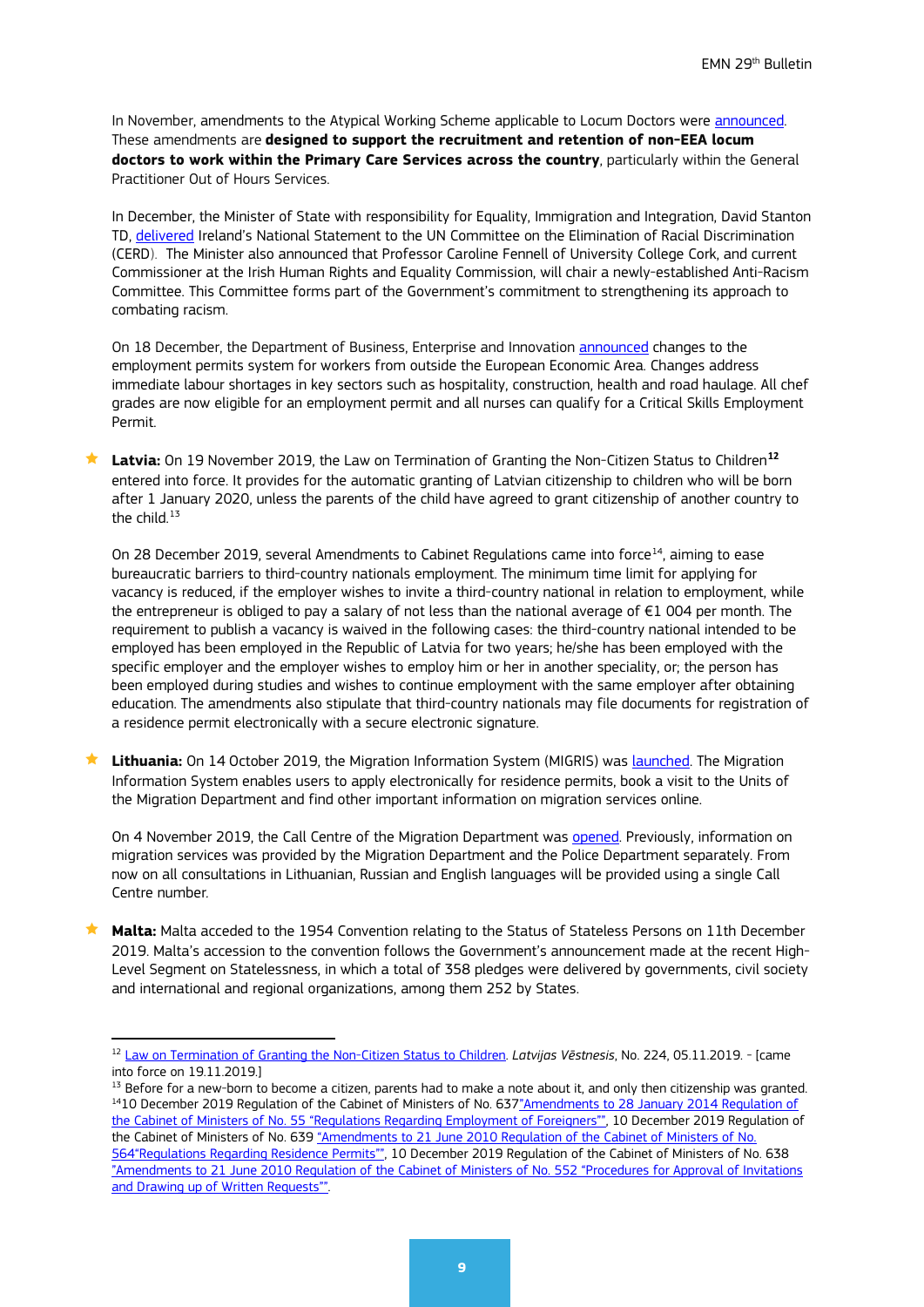In November, amendments to the Atypical Working Scheme applicable to Locum Doctors were announced. These amendments are **designed to support the recruitment and retention of non-EEA locum doctors to work within the Primary Care Services across the country**, particularly within the General Practitioner Out of Hours Services.

In December, the Minister of State with responsibility for Equality, Immigration and Integration, David Stanton TD, delivered Ireland's National Statement to the UN Committee on the Elimination of Racial Discrimination (CERD). The Minister also announced that Professor Caroline Fennell of University College Cork, and current Commissioner at the Irish Human Rights and Equality Commission, will chair a newly-established Anti-Racism Committee. This Committee forms part of the Government's commitment to strengthening its approach to combating racism.

On 18 December, the Department of Business, Enterprise and Innovation announced changes to the employment permits system for workers from outside the European Economic Area. Changes address immediate labour shortages in key sectors such as hospitality, construction, health and road haulage. All chef grades are now eligible for an employment permit and all nurses can qualify for a Critical Skills Employment Permit.

- **Latvia:** On 19 November 2019, the Law on Termination of Granting the Non-Citizen Status to Children[12] entered into force. It provides for the automatic granting of Latvian citizenship to children who will be born after 1 January 2020, unless the parents of the child have agreed to grant citizenship of another country to the child.[13]

  On 28 December 2019, several Amendments to Cabinet Regulations came into force[14], aiming to ease bureaucratic barriers to third-country nationals employment. The minimum time limit for applying for vacancy is reduced, if the employer wishes to invite a third-country national in relation to employment, while the entrepreneur is obliged to pay a salary of not less than the national average of €1 004 per month. The requirement to publish a vacancy is waived in the following cases: the third-country national intended to be employed has been employed in the Republic of Latvia for two years; he/she has been employed with the specific employer and the employer wishes to employ him or her in another speciality, or; the person has been employed during studies and wishes to continue employment with the same employer after obtaining education. The amendments also stipulate that third-country nationals may file documents for registration of a residence permit electronically with a secure electronic signature.

- **Lithuania:** On 14 October 2019, the Migration Information System (MIGRIS) was launched. The Migration Information System enables users to apply electronically for residence permits, book a visit to the Units of the Migration Department and find other important information on migration services online.

  On 4 November 2019, the Call Centre of the Migration Department was opened. Previously, information on migration services was provided by the Migration Department and the Police Department separately. From now on all consultations in Lithuanian, Russian and English languages will be provided using a single Call Centre number.

- **Malta:** Malta acceded to the 1954 Convention relating to the Status of Stateless Persons on 11th December 2019. Malta's accession to the convention follows the Government's announcement made at the recent High-Level Segment on Statelessness, in which a total of 358 pledges were delivered by governments, civil society and international and regional organizations, among them 252 by States.

---

[12] Law on Termination of Granting the Non-Citizen Status to Children. *Latvijas Vēstnesis*, No. 224, 05.11.2019. - [came into force on 19.11.2019.]

[13] Before for a new-born to become a citizen, parents had to make a note about it, and only then citizenship was granted.

[14] 10 December 2019 Regulation of the Cabinet of Ministers of No. 637"Amendments to 28 January 2014 Regulation of the Cabinet of Ministers of No. 55 "Regulations Regarding Employment of Foreigners"", 10 December 2019 Regulation of the Cabinet of Ministers of No. 639 "Amendments to 21 June 2010 Regulation of the Cabinet of Ministers of No. 564"Regulations Regarding Residence Permits"", 10 December 2019 Regulation of the Cabinet of Ministers of No. 638 "Amendments to 21 June 2010 Regulation of the Cabinet of Ministers of No. 552 "Procedures for Approval of Invitations and Drawing up of Written Requests"".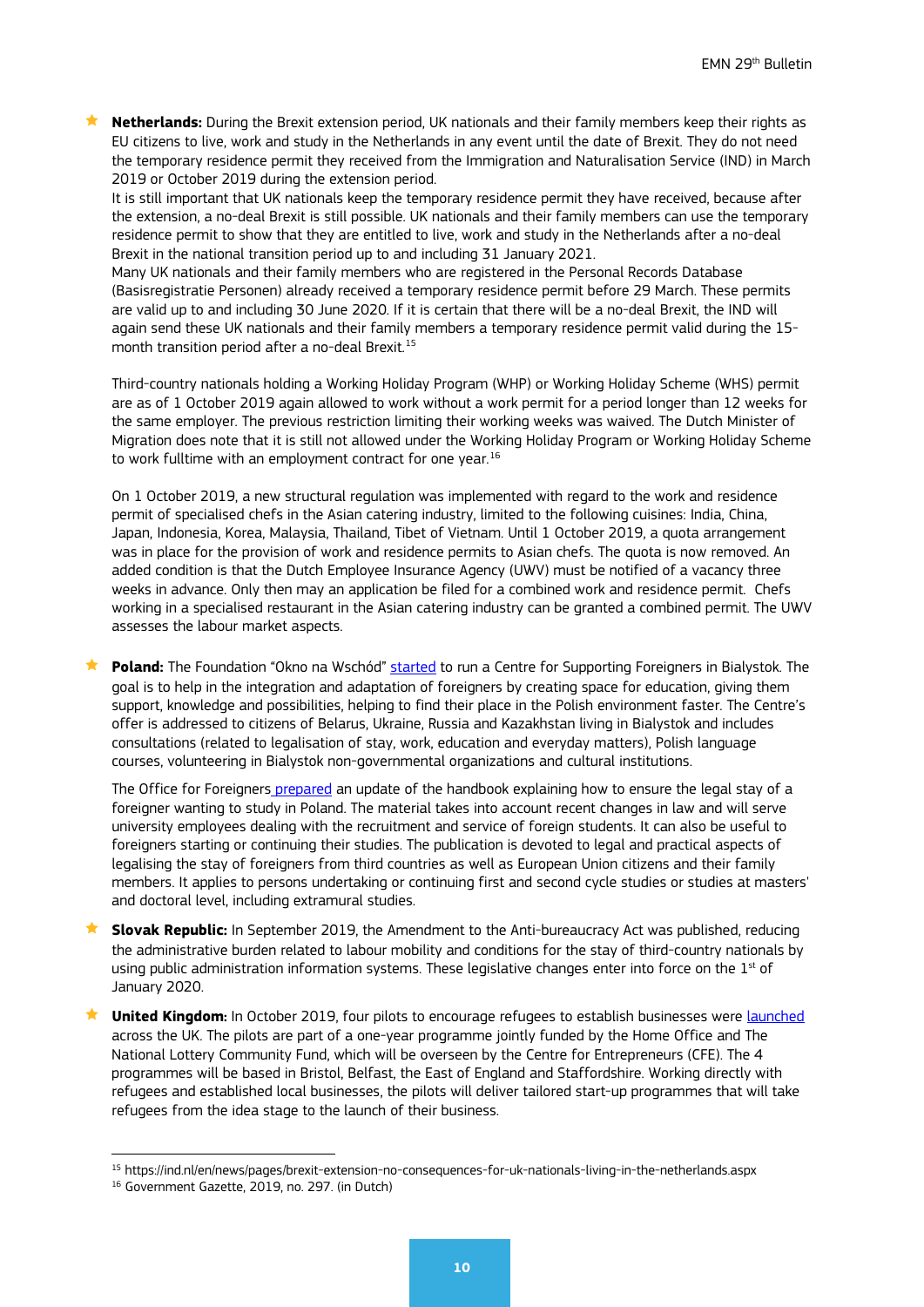- **Netherlands:** During the Brexit extension period, UK nationals and their family members keep their rights as EU citizens to live, work and study in the Netherlands in any event until the date of Brexit. They do not need the temporary residence permit they received from the Immigration and Naturalisation Service (IND) in March 2019 or October 2019 during the extension period.

  It is still important that UK nationals keep the temporary residence permit they have received, because after the extension, a no-deal Brexit is still possible. UK nationals and their family members can use the temporary residence permit to show that they are entitled to live, work and study in the Netherlands after a no-deal Brexit in the national transition period up to and including 31 January 2021.

  Many UK nationals and their family members who are registered in the Personal Records Database (Basisregistratie Personen) already received a temporary residence permit before 29 March. These permits are valid up to and including 30 June 2020. If it is certain that there will be a no-deal Brexit, the IND will again send these UK nationals and their family members a temporary residence permit valid during the 15-month transition period after a no-deal Brexit.[15]

  Third-country nationals holding a Working Holiday Program (WHP) or Working Holiday Scheme (WHS) permit are as of 1 October 2019 again allowed to work without a work permit for a period longer than 12 weeks for the same employer. The previous restriction limiting their working weeks was waived. The Dutch Minister of Migration does note that it is still not allowed under the Working Holiday Program or Working Holiday Scheme to work fulltime with an employment contract for one year.[16]

  On 1 October 2019, a new structural regulation was implemented with regard to the work and residence permit of specialised chefs in the Asian catering industry, limited to the following cuisines: India, China, Japan, Indonesia, Korea, Malaysia, Thailand, Tibet of Vietnam. Until 1 October 2019, a quota arrangement was in place for the provision of work and residence permits to Asian chefs. The quota is now removed. An added condition is that the Dutch Employee Insurance Agency (UWV) must be notified of a vacancy three weeks in advance. Only then may an application be filed for a combined work and residence permit. Chefs working in a specialised restaurant in the Asian catering industry can be granted a combined permit. The UWV assesses the labour market aspects.

- **Poland:** The Foundation "Okno na Wschód" started to run a Centre for Supporting Foreigners in Bialystok. The goal is to help in the integration and adaptation of foreigners by creating space for education, giving them support, knowledge and possibilities, helping to find their place in the Polish environment faster. The Centre's offer is addressed to citizens of Belarus, Ukraine, Russia and Kazakhstan living in Bialystok and includes consultations (related to legalisation of stay, work, education and everyday matters), Polish language courses, volunteering in Bialystok non-governmental organizations and cultural institutions.

  The Office for Foreigners prepared an update of the handbook explaining how to ensure the legal stay of a foreigner wanting to study in Poland. The material takes into account recent changes in law and will serve university employees dealing with the recruitment and service of foreign students. It can also be useful to foreigners starting or continuing their studies. The publication is devoted to legal and practical aspects of legalising the stay of foreigners from third countries as well as European Union citizens and their family members. It applies to persons undertaking or continuing first and second cycle studies or studies at masters' and doctoral level, including extramural studies.

- **Slovak Republic:** In September 2019, the Amendment to the Anti-bureaucracy Act was published, reducing the administrative burden related to labour mobility and conditions for the stay of third-country nationals by using public administration information systems. These legislative changes enter into force on the 1st of January 2020.

- **United Kingdom:** In October 2019, four pilots to encourage refugees to establish businesses were launched across the UK. The pilots are part of a one-year programme jointly funded by the Home Office and The National Lottery Community Fund, which will be overseen by the Centre for Entrepreneurs (CFE). The 4 programmes will be based in Bristol, Belfast, the East of England and Staffordshire. Working directly with refugees and established local businesses, the pilots will deliver tailored start-up programmes that will take refugees from the idea stage to the launch of their business.

---

[15] https://ind.nl/en/news/pages/brexit-extension-no-consequences-for-uk-nationals-living-in-the-netherlands.aspx

[16] Government Gazette, 2019, no. 297. (in Dutch)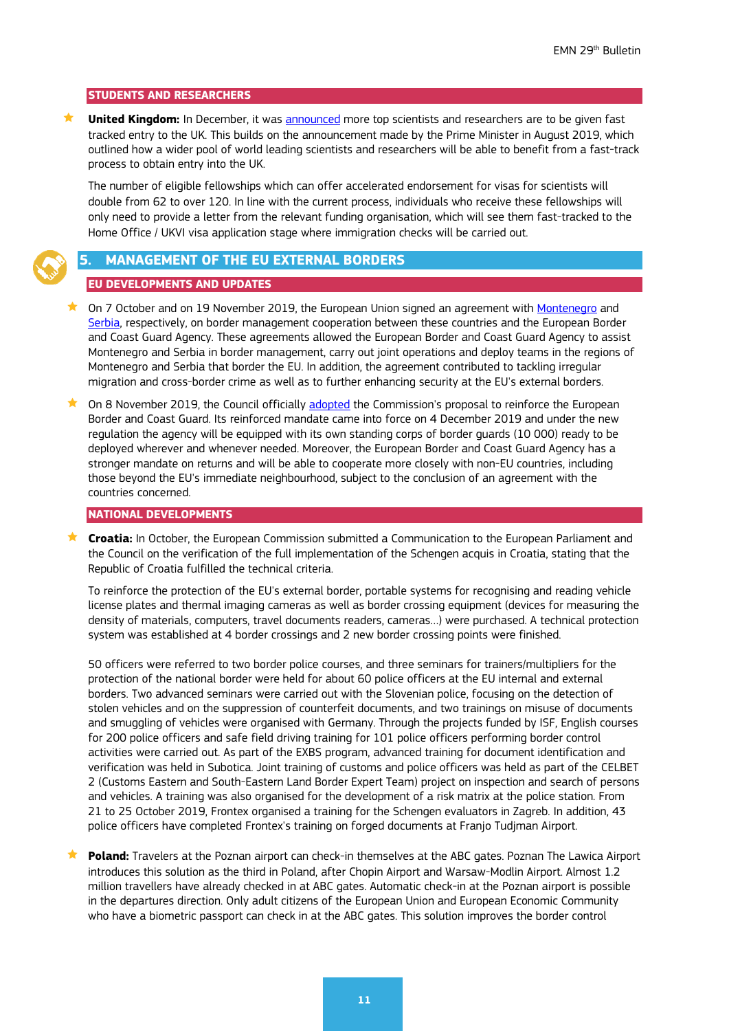### STUDENTS AND RESEARCHERS

- **United Kingdom:** In December, it was announced more top scientists and researchers are to be given fast tracked entry to the UK. This builds on the announcement made by the Prime Minister in August 2019, which outlined how a wider pool of world leading scientists and researchers will be able to benefit from a fast-track process to obtain entry into the UK.

  The number of eligible fellowships which can offer accelerated endorsement for visas for scientists will double from 62 to over 120. In line with the current process, individuals who receive these fellowships will only need to provide a letter from the relevant funding organisation, which will see them fast-tracked to the Home Office / UKVI visa application stage where immigration checks will be carried out.

## 5. MANAGEMENT OF THE EU EXTERNAL BORDERS

### EU DEVELOPMENTS AND UPDATES

- On 7 October and on 19 November 2019, the European Union signed an agreement with Montenegro and Serbia, respectively, on border management cooperation between these countries and the European Border and Coast Guard Agency. These agreements allowed the European Border and Coast Guard Agency to assist Montenegro and Serbia in border management, carry out joint operations and deploy teams in the regions of Montenegro and Serbia that border the EU. In addition, the agreement contributed to tackling irregular migration and cross-border crime as well as to further enhancing security at the EU's external borders.

- On 8 November 2019, the Council officially adopted the Commission's proposal to reinforce the European Border and Coast Guard. Its reinforced mandate came into force on 4 December 2019 and under the new regulation the agency will be equipped with its own standing corps of border guards (10 000) ready to be deployed wherever and whenever needed. Moreover, the European Border and Coast Guard Agency has a stronger mandate on returns and will be able to cooperate more closely with non-EU countries, including those beyond the EU's immediate neighbourhood, subject to the conclusion of an agreement with the countries concerned.

### NATIONAL DEVELOPMENTS

- **Croatia:** In October, the European Commission submitted a Communication to the European Parliament and the Council on the verification of the full implementation of the Schengen acquis in Croatia, stating that the Republic of Croatia fulfilled the technical criteria.

  To reinforce the protection of the EU's external border, portable systems for recognising and reading vehicle license plates and thermal imaging cameras as well as border crossing equipment (devices for measuring the density of materials, computers, travel documents readers, cameras…) were purchased. A technical protection system was established at 4 border crossings and 2 new border crossing points were finished.

  50 officers were referred to two border police courses, and three seminars for trainers/multipliers for the protection of the national border were held for about 60 police officers at the EU internal and external borders. Two advanced seminars were carried out with the Slovenian police, focusing on the detection of stolen vehicles and on the suppression of counterfeit documents, and two trainings on misuse of documents and smuggling of vehicles were organised with Germany. Through the projects funded by ISF, English courses for 200 police officers and safe field driving training for 101 police officers performing border control activities were carried out. As part of the EXBS program, advanced training for document identification and verification was held in Subotica. Joint training of customs and police officers was held as part of the CELBET 2 (Customs Eastern and South-Eastern Land Border Expert Team) project on inspection and search of persons and vehicles. A training was also organised for the development of a risk matrix at the police station. From 21 to 25 October 2019, Frontex organised a training for the Schengen evaluators in Zagreb. In addition, 43 police officers have completed Frontex's training on forged documents at Franjo Tudjman Airport.

- **Poland:** Travelers at the Poznan airport can check-in themselves at the ABC gates. Poznan The Lawica Airport introduces this solution as the third in Poland, after Chopin Airport and Warsaw-Modlin Airport. Almost 1.2 million travellers have already checked in at ABC gates. Automatic check-in at the Poznan airport is possible in the departures direction. Only adult citizens of the European Union and European Economic Community who have a biometric passport can check in at the ABC gates. This solution improves the border control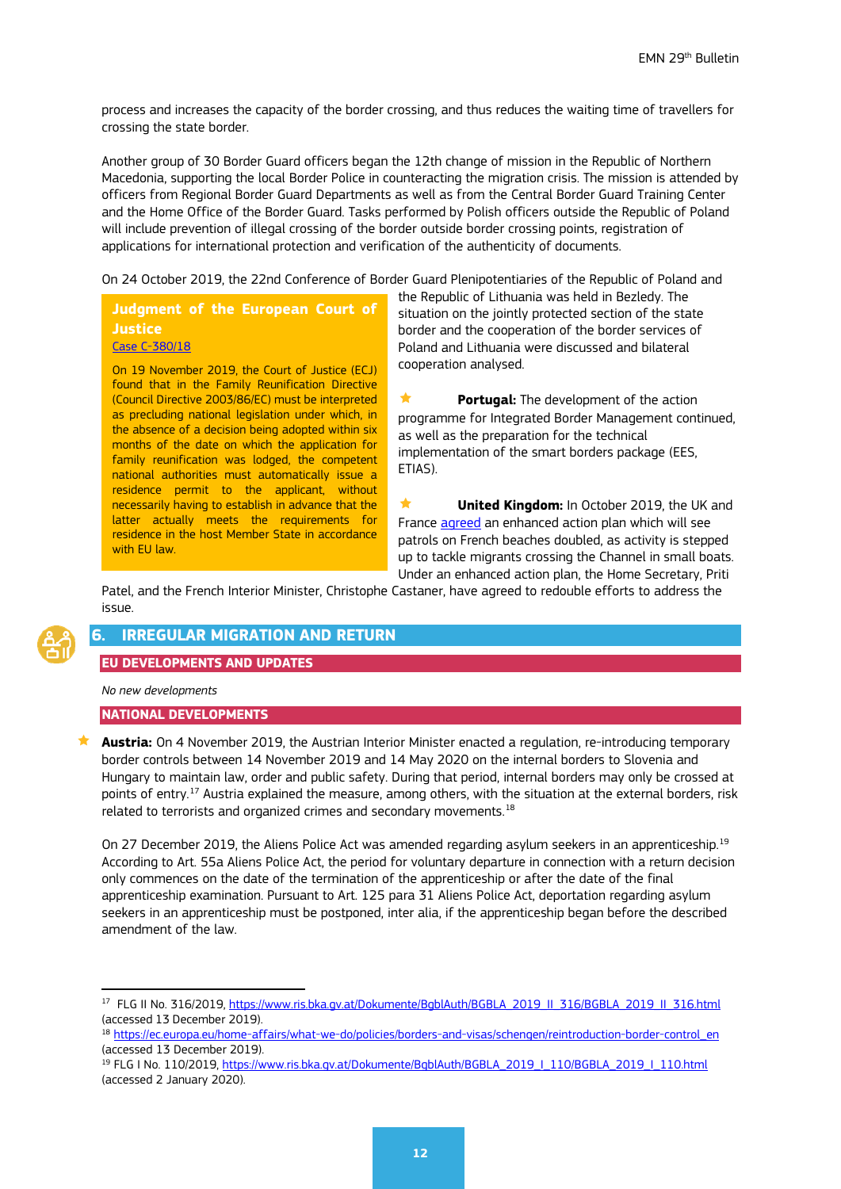process and increases the capacity of the border crossing, and thus reduces the waiting time of travellers for crossing the state border.

Another group of 30 Border Guard officers began the 12th change of mission in the Republic of Northern Macedonia, supporting the local Border Police in counteracting the migration crisis. The mission is attended by officers from Regional Border Guard Departments as well as from the Central Border Guard Training Center and the Home Office of the Border Guard. Tasks performed by Polish officers outside the Republic of Poland will include prevention of illegal crossing of the border outside border crossing points, registration of applications for international protection and verification of the authenticity of documents.

On 24 October 2019, the 22nd Conference of Border Guard Plenipotentiaries of the Republic of Poland and the Republic of Lithuania was held in Bezledy. The situation on the jointly protected section of the state border and the cooperation of the border services of Poland and Lithuania were discussed and bilateral cooperation analysed.

**Portugal:** The development of the action programme for Integrated Border Management continued, as well as the preparation for the technical implementation of the smart borders package (EES, ETIAS).

**United Kingdom:** In October 2019, the UK and France agreed an enhanced action plan which will see patrols on French beaches doubled, as activity is stepped up to tackle migrants crossing the Channel in small boats. Under an enhanced action plan, the Home Secretary, Priti Patel, and the French Interior Minister, Christophe Castaner, have agreed to redouble efforts to address the issue.

> **Judgment of the European Court of Justice**
>
> Case C-380/18
>
> On 19 November 2019, the Court of Justice (ECJ) found that in the Family Reunification Directive (Council Directive 2003/86/EC) must be interpreted as precluding national legislation under which, in the absence of a decision being adopted within six months of the date on which the application for family reunification was lodged, the competent national authorities must automatically issue a residence permit to the applicant, without necessarily having to establish in advance that the latter actually meets the requirements for residence in the host Member State in accordance with EU law.

## 6. IRREGULAR MIGRATION AND RETURN

### EU DEVELOPMENTS AND UPDATES

*No new developments*

### NATIONAL DEVELOPMENTS

**Austria:** On 4 November 2019, the Austrian Interior Minister enacted a regulation, re-introducing temporary border controls between 14 November 2019 and 14 May 2020 on the internal borders to Slovenia and Hungary to maintain law, order and public safety. During that period, internal borders may only be crossed at points of entry.[17] Austria explained the measure, among others, with the situation at the external borders, risk related to terrorists and organized crimes and secondary movements.[18]

On 27 December 2019, the Aliens Police Act was amended regarding asylum seekers in an apprenticeship.[19] According to Art. 55a Aliens Police Act, the period for voluntary departure in connection with a return decision only commences on the date of the termination of the apprenticeship or after the date of the final apprenticeship examination. Pursuant to Art. 125 para 31 Aliens Police Act, deportation regarding asylum seekers in an apprenticeship must be postponed, inter alia, if the apprenticeship began before the described amendment of the law.

---

[17] FLG II No. 316/2019, https://www.ris.bka.gv.at/Dokumente/BgblAuth/BGBLA_2019_II_316/BGBLA_2019_II_316.html (accessed 13 December 2019).

[18] https://ec.europa.eu/home-affairs/what-we-do/policies/borders-and-visas/schengen/reintroduction-border-control_en (accessed 13 December 2019).

[19] FLG I No. 110/2019, https://www.ris.bka.gv.at/Dokumente/BgblAuth/BGBLA_2019_I_110/BGBLA_2019_I_110.html (accessed 2 January 2020).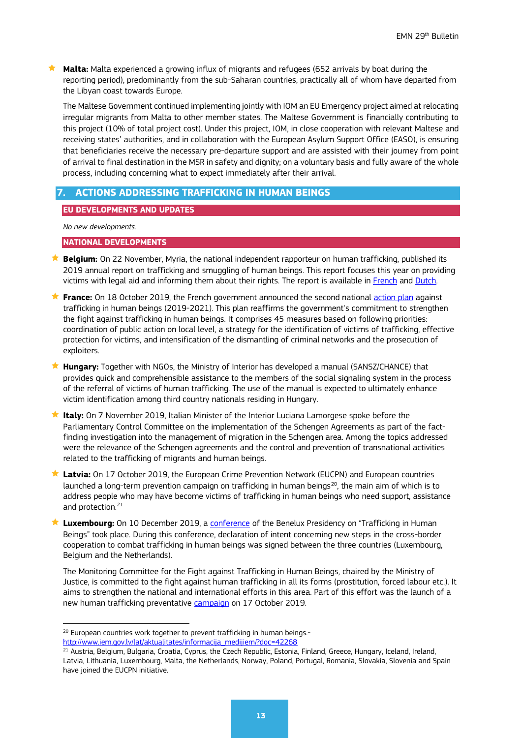- **Malta:** Malta experienced a growing influx of migrants and refugees (652 arrivals by boat during the reporting period), predominantly from the sub-Saharan countries, practically all of whom have departed from the Libyan coast towards Europe.

  The Maltese Government continued implementing jointly with IOM an EU Emergency project aimed at relocating irregular migrants from Malta to other member states. The Maltese Government is financially contributing to this project (10% of total project cost). Under this project, IOM, in close cooperation with relevant Maltese and receiving states' authorities, and in collaboration with the European Asylum Support Office (EASO), is ensuring that beneficiaries receive the necessary pre-departure support and are assisted with their journey from point of arrival to final destination in the MSR in safety and dignity; on a voluntary basis and fully aware of the whole process, including concerning what to expect immediately after their arrival.

## 7. ACTIONS ADDRESSING TRAFFICKING IN HUMAN BEINGS

### EU DEVELOPMENTS AND UPDATES

*No new developments.*

### NATIONAL DEVELOPMENTS

- **Belgium:** On 22 November, Myria, the national independent rapporteur on human trafficking, published its 2019 annual report on trafficking and smuggling of human beings. This report focuses this year on providing victims with legal aid and informing them about their rights. The report is available in French and Dutch.

- **France:** On 18 October 2019, the French government announced the second national action plan against trafficking in human beings (2019-2021). This plan reaffirms the government's commitment to strengthen the fight against trafficking in human beings. It comprises 45 measures based on following priorities: coordination of public action on local level, a strategy for the identification of victims of trafficking, effective protection for victims, and intensification of the dismantling of criminal networks and the prosecution of exploiters.

- **Hungary:** Together with NGOs, the Ministry of Interior has developed a manual (SANSZ/CHANCE) that provides quick and comprehensible assistance to the members of the social signaling system in the process of the referral of victims of human trafficking. The use of the manual is expected to ultimately enhance victim identification among third country nationals residing in Hungary.

- **Italy:** On 7 November 2019, Italian Minister of the Interior Luciana Lamorgese spoke before the Parliamentary Control Committee on the implementation of the Schengen Agreements as part of the fact-finding investigation into the management of migration in the Schengen area. Among the topics addressed were the relevance of the Schengen agreements and the control and prevention of transnational activities related to the trafficking of migrants and human beings.

- **Latvia:** On 17 October 2019, the European Crime Prevention Network (EUCPN) and European countries launched a long-term prevention campaign on trafficking in human beings[20], the main aim of which is to address people who may have become victims of trafficking in human beings who need support, assistance and protection.[21]

- **Luxembourg:** On 10 December 2019, a conference of the Benelux Presidency on "Trafficking in Human Beings" took place. During this conference, declaration of intent concerning new steps in the cross-border cooperation to combat trafficking in human beings was signed between the three countries (Luxembourg, Belgium and the Netherlands).

  The Monitoring Committee for the Fight against Trafficking in Human Beings, chaired by the Ministry of Justice, is committed to the fight against human trafficking in all its forms (prostitution, forced labour etc.). It aims to strengthen the national and international efforts in this area. Part of this effort was the launch of a new human trafficking preventative campaign on 17 October 2019.

---

[20] European countries work together to prevent trafficking in human beings.- http://www.iem.gov.lv/lat/aktualitates/informacija_medijiem/?doc=42268

[21] Austria, Belgium, Bulgaria, Croatia, Cyprus, the Czech Republic, Estonia, Finland, Greece, Hungary, Iceland, Ireland, Latvia, Lithuania, Luxembourg, Malta, the Netherlands, Norway, Poland, Portugal, Romania, Slovakia, Slovenia and Spain have joined the EUCPN initiative.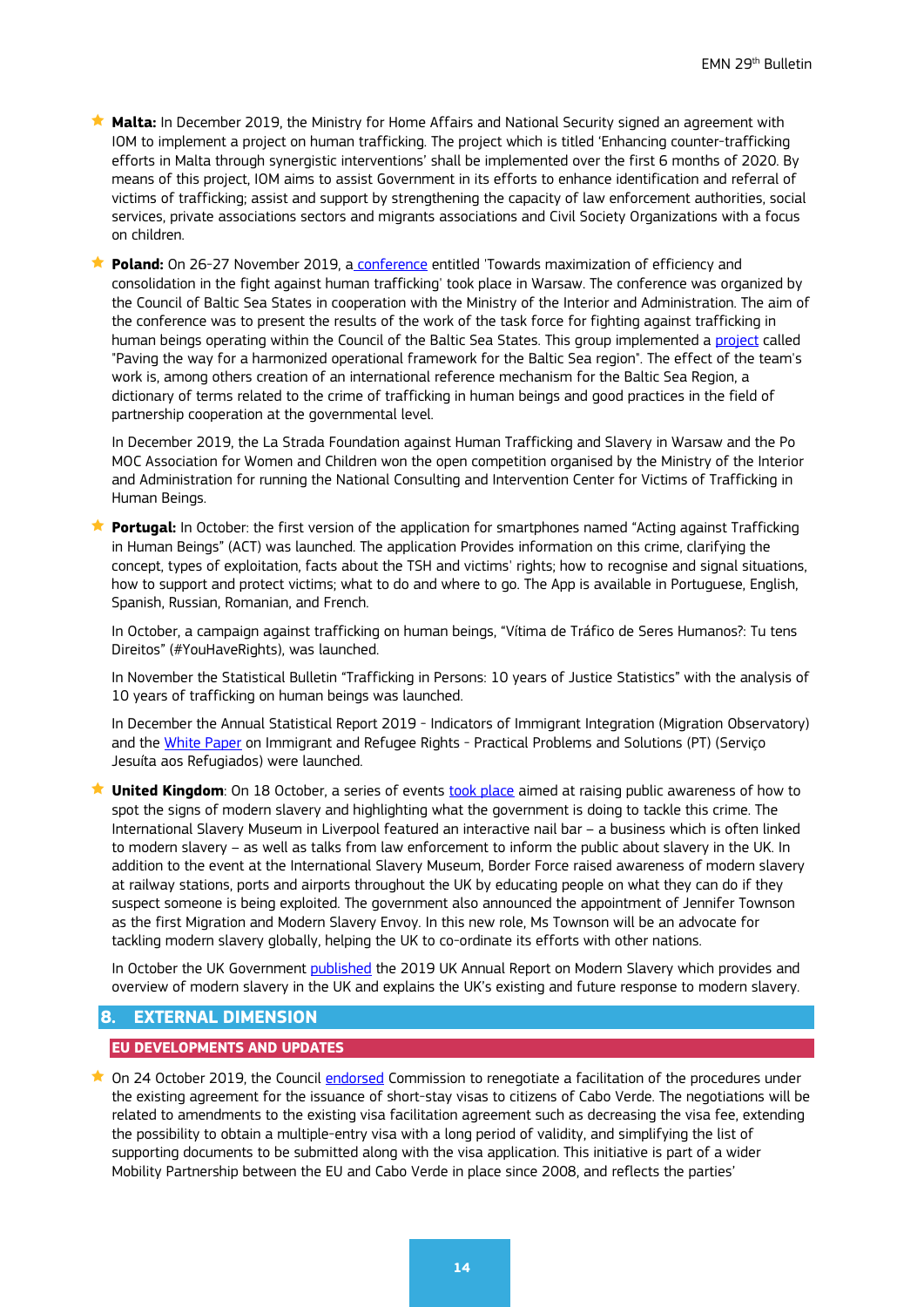- **Malta:** In December 2019, the Ministry for Home Affairs and National Security signed an agreement with IOM to implement a project on human trafficking. The project which is titled 'Enhancing counter-trafficking efforts in Malta through synergistic interventions' shall be implemented over the first 6 months of 2020. By means of this project, IOM aims to assist Government in its efforts to enhance identification and referral of victims of trafficking; assist and support by strengthening the capacity of law enforcement authorities, social services, private associations sectors and migrants associations and Civil Society Organizations with a focus on children.

- **Poland:** On 26-27 November 2019, a conference entitled 'Towards maximization of efficiency and consolidation in the fight against human trafficking' took place in Warsaw. The conference was organized by the Council of Baltic Sea States in cooperation with the Ministry of the Interior and Administration. The aim of the conference was to present the results of the work of the task force for fighting against trafficking in human beings operating within the Council of the Baltic Sea States. This group implemented a project called "Paving the way for a harmonized operational framework for the Baltic Sea region". The effect of the team's work is, among others creation of an international reference mechanism for the Baltic Sea Region, a dictionary of terms related to the crime of trafficking in human beings and good practices in the field of partnership cooperation at the governmental level.

  In December 2019, the La Strada Foundation against Human Trafficking and Slavery in Warsaw and the Po MOC Association for Women and Children won the open competition organised by the Ministry of the Interior and Administration for running the National Consulting and Intervention Center for Victims of Trafficking in Human Beings.

- **Portugal:** In October: the first version of the application for smartphones named "Acting against Trafficking in Human Beings" (ACT) was launched. The application Provides information on this crime, clarifying the concept, types of exploitation, facts about the TSH and victims' rights; how to recognise and signal situations, how to support and protect victims; what to do and where to go. The App is available in Portuguese, English, Spanish, Russian, Romanian, and French.

  In October, a campaign against trafficking on human beings, "Vítima de Tráfico de Seres Humanos?: Tu tens Direitos" (#YouHaveRights), was launched.

  In November the Statistical Bulletin "Trafficking in Persons: 10 years of Justice Statistics" with the analysis of 10 years of trafficking on human beings was launched.

  In December the Annual Statistical Report 2019 - Indicators of Immigrant Integration (Migration Observatory) and the White Paper on Immigrant and Refugee Rights - Practical Problems and Solutions (PT) (Serviço Jesuíta aos Refugiados) were launched.

- **United Kingdom**: On 18 October, a series of events took place aimed at raising public awareness of how to spot the signs of modern slavery and highlighting what the government is doing to tackle this crime. The International Slavery Museum in Liverpool featured an interactive nail bar – a business which is often linked to modern slavery – as well as talks from law enforcement to inform the public about slavery in the UK. In addition to the event at the International Slavery Museum, Border Force raised awareness of modern slavery at railway stations, ports and airports throughout the UK by educating people on what they can do if they suspect someone is being exploited. The government also announced the appointment of Jennifer Townson as the first Migration and Modern Slavery Envoy. In this new role, Ms Townson will be an advocate for tackling modern slavery globally, helping the UK to co-ordinate its efforts with other nations.

  In October the UK Government published the 2019 UK Annual Report on Modern Slavery which provides and overview of modern slavery in the UK and explains the UK's existing and future response to modern slavery.

## 8. EXTERNAL DIMENSION

### EU DEVELOPMENTS AND UPDATES

- On 24 October 2019, the Council endorsed Commission to renegotiate a facilitation of the procedures under the existing agreement for the issuance of short-stay visas to citizens of Cabo Verde. The negotiations will be related to amendments to the existing visa facilitation agreement such as decreasing the visa fee, extending the possibility to obtain a multiple-entry visa with a long period of validity, and simplifying the list of supporting documents to be submitted along with the visa application. This initiative is part of a wider Mobility Partnership between the EU and Cabo Verde in place since 2008, and reflects the parties'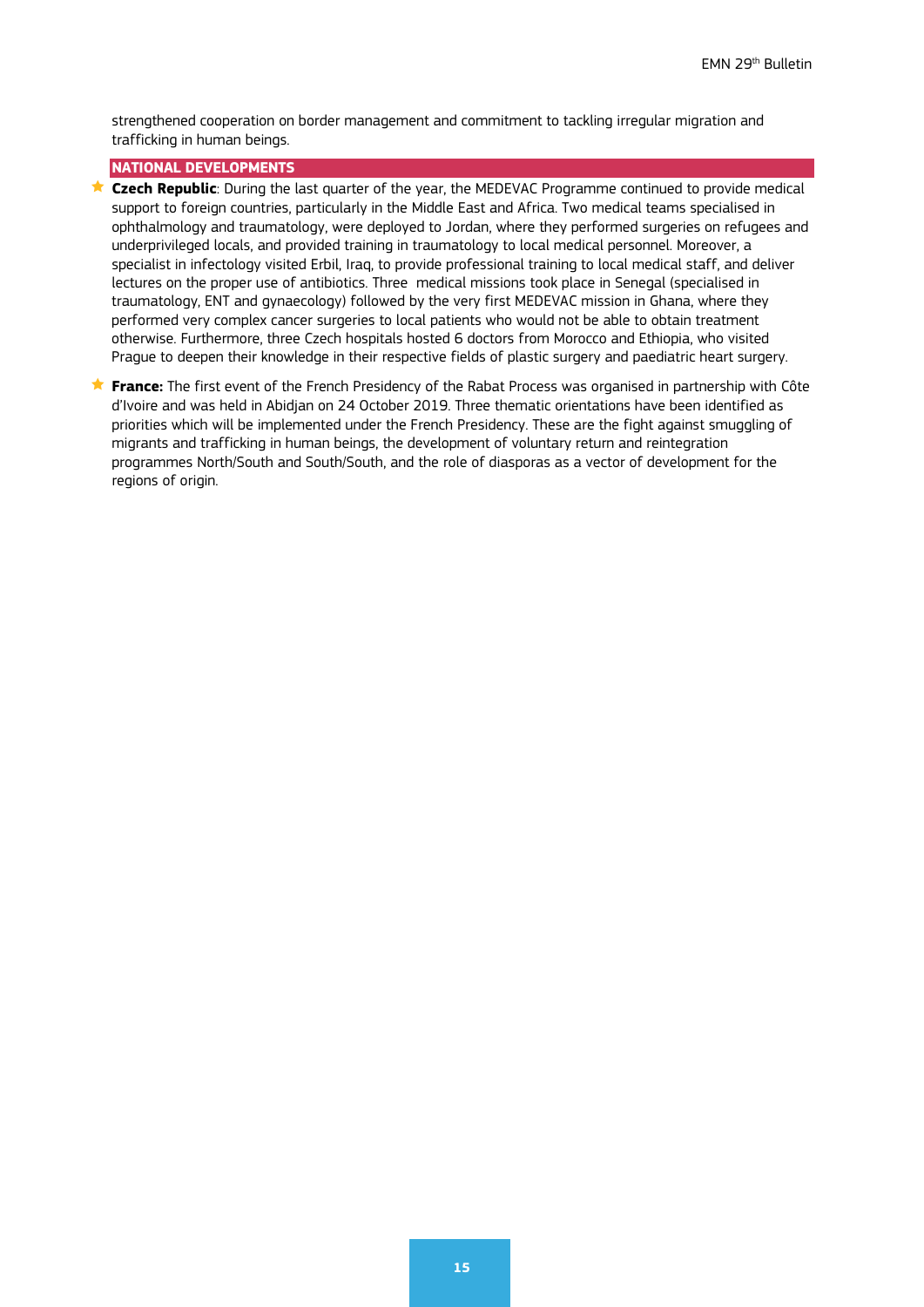strengthened cooperation on border management and commitment to tackling irregular migration and trafficking in human beings.

## NATIONAL DEVELOPMENTS

- **Czech Republic**: During the last quarter of the year, the MEDEVAC Programme continued to provide medical support to foreign countries, particularly in the Middle East and Africa. Two medical teams specialised in ophthalmology and traumatology, were deployed to Jordan, where they performed surgeries on refugees and underprivileged locals, and provided training in traumatology to local medical personnel. Moreover, a specialist in infectology visited Erbil, Iraq, to provide professional training to local medical staff, and deliver lectures on the proper use of antibiotics. Three medical missions took place in Senegal (specialised in traumatology, ENT and gynaecology) followed by the very first MEDEVAC mission in Ghana, where they performed very complex cancer surgeries to local patients who would not be able to obtain treatment otherwise. Furthermore, three Czech hospitals hosted 6 doctors from Morocco and Ethiopia, who visited Prague to deepen their knowledge in their respective fields of plastic surgery and paediatric heart surgery.

- **France:** The first event of the French Presidency of the Rabat Process was organised in partnership with Côte d'Ivoire and was held in Abidjan on 24 October 2019. Three thematic orientations have been identified as priorities which will be implemented under the French Presidency. These are the fight against smuggling of migrants and trafficking in human beings, the development of voluntary return and reintegration programmes North/South and South/South, and the role of diasporas as a vector of development for the regions of origin.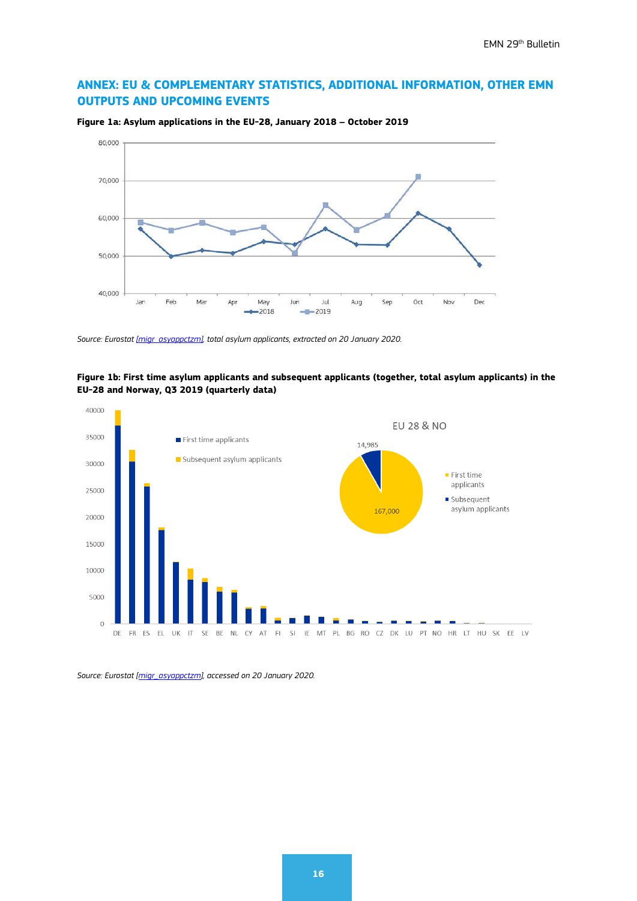## ANNEX: EU & COMPLEMENTARY STATISTICS, ADDITIONAL INFORMATION, OTHER EMN OUTPUTS AND UPCOMING EVENTS

**Figure 1a: Asylum applications in the EU-28, January 2018 – October 2019**

*Source: Eurostat [migr_asyappctzm], total asylum applicants, extracted on 20 January 2020.*

**Figure 1b: First time asylum applicants and subsequent applicants (together, total asylum applicants) in the EU-28 and Norway, Q3 2019 (quarterly data)**

*Source: Eurostat [migr_asyappctzm], accessed on 20 January 2020.*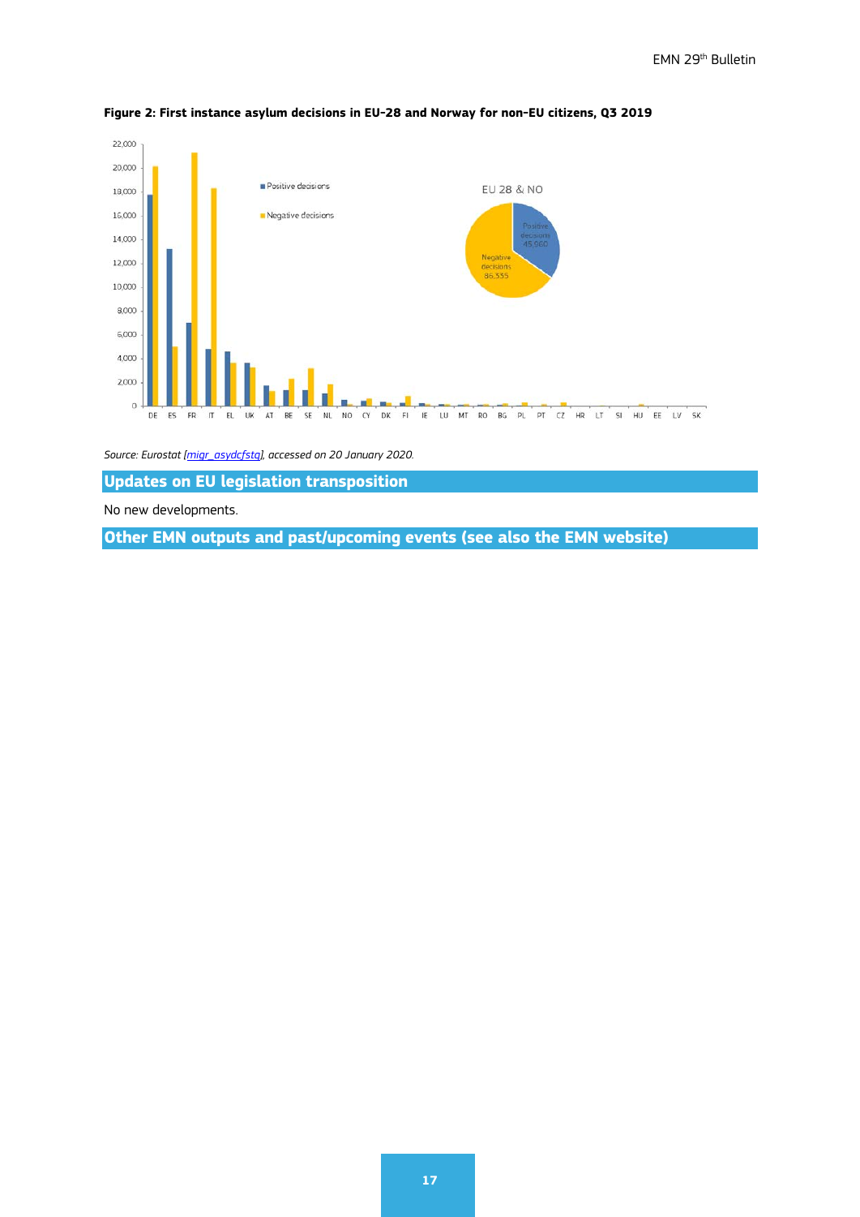**Figure 2: First instance asylum decisions in EU-28 and Norway for non-EU citizens, Q3 2019**

22,000
20,000
18,000
16,000
14,000
12,000
10,000
8,000
6,000
4,000
2,000
0

DE ES FR IT EL UK AT BE SE NL NO CY DK FI IE LU MT RO BG PL PT CZ HR LT SI HU EE LV SK

Positive decisions
Negative decisions

EU 28 & NO
Positive decisions 45,960
Negative decisions 86,335

*Source: Eurostat [migr_asydcfstq], accessed on 20 January 2020.*

## Updates on EU legislation transposition

No new developments.

## Other EMN outputs and past/upcoming events (see also the EMN website)